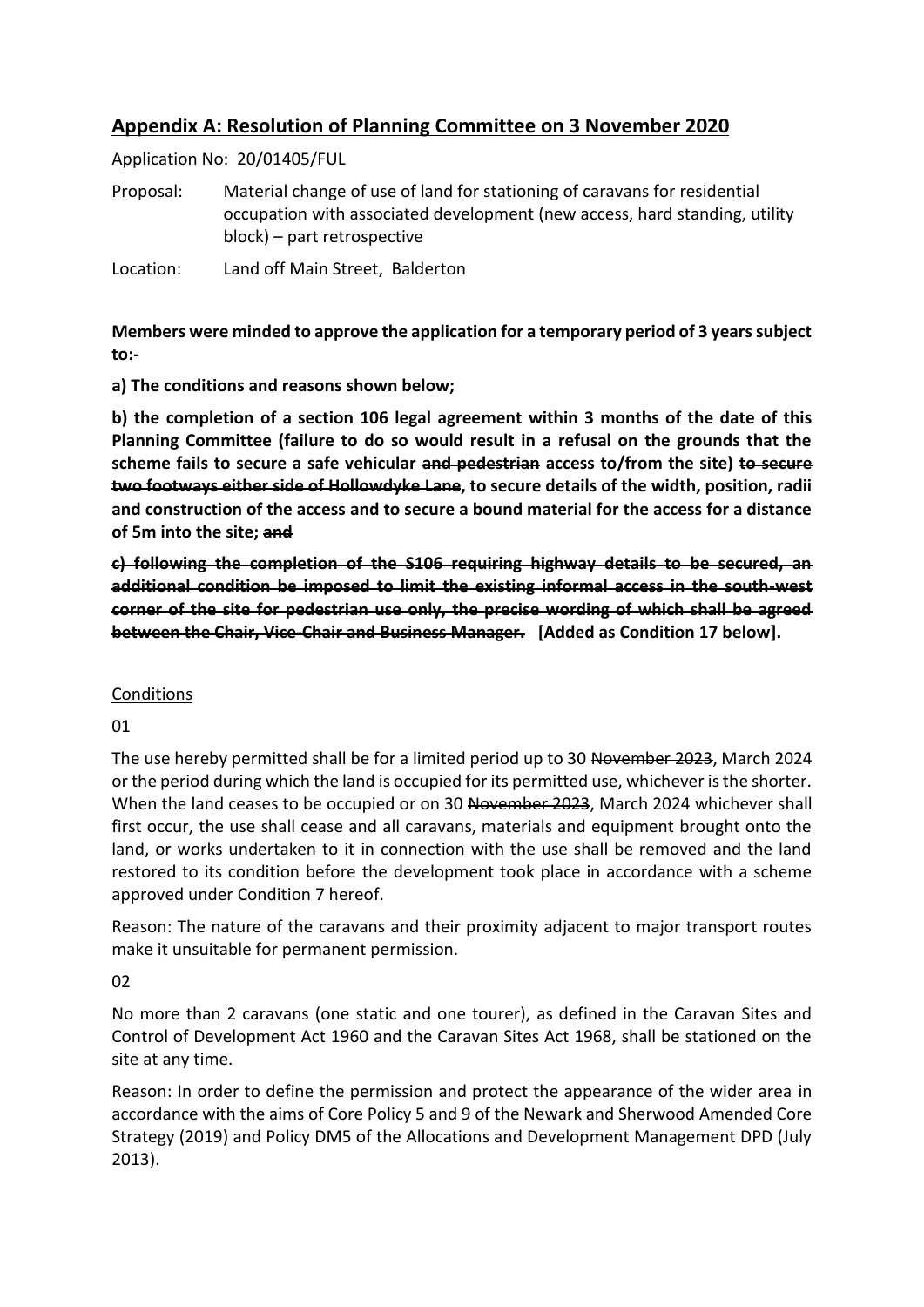## Appendix A: Resolution of Planning Committee on 3 November 2020

Application No: 20/01405/FUL

Proposal: Material change of use of land for stationing of caravans for residential occupation with associated development (new access, hard standing, utility block) – part retrospective

Location: Land off Main Street, Balderton

**Members were minded to approve the application for a temporary period of 3 years subject to:-**

**a) The conditions and reasons shown below;**

**b) the completion of a section 106 legal agreement within 3 months of the date of this Planning Committee (failure to do so would result in a refusal on the grounds that the scheme fails to secure a safe vehicular ~~and pedestrian~~ access to/from the site) ~~to secure two footways either side of Hollowdyke Lane~~, to secure details of the width, position, radii and construction of the access and to secure a bound material for the access for a distance of 5m into the site; ~~and~~**

**~~c) following the completion of the S106 requiring highway details to be secured, an additional condition be imposed to limit the existing informal access in the south-west corner of the site for pedestrian use only, the precise wording of which shall be agreed between the Chair, Vice-Chair and Business Manager.~~ [Added as Condition 17 below].**

Conditions

01

The use hereby permitted shall be for a limited period up to 30 ~~November 2023~~, March 2024 or the period during which the land is occupied for its permitted use, whichever is the shorter. When the land ceases to be occupied or on 30 ~~November 2023~~, March 2024 whichever shall first occur, the use shall cease and all caravans, materials and equipment brought onto the land, or works undertaken to it in connection with the use shall be removed and the land restored to its condition before the development took place in accordance with a scheme approved under Condition 7 hereof.

Reason: The nature of the caravans and their proximity adjacent to major transport routes make it unsuitable for permanent permission.

02

No more than 2 caravans (one static and one tourer), as defined in the Caravan Sites and Control of Development Act 1960 and the Caravan Sites Act 1968, shall be stationed on the site at any time.

Reason: In order to define the permission and protect the appearance of the wider area in accordance with the aims of Core Policy 5 and 9 of the Newark and Sherwood Amended Core Strategy (2019) and Policy DM5 of the Allocations and Development Management DPD (July 2013).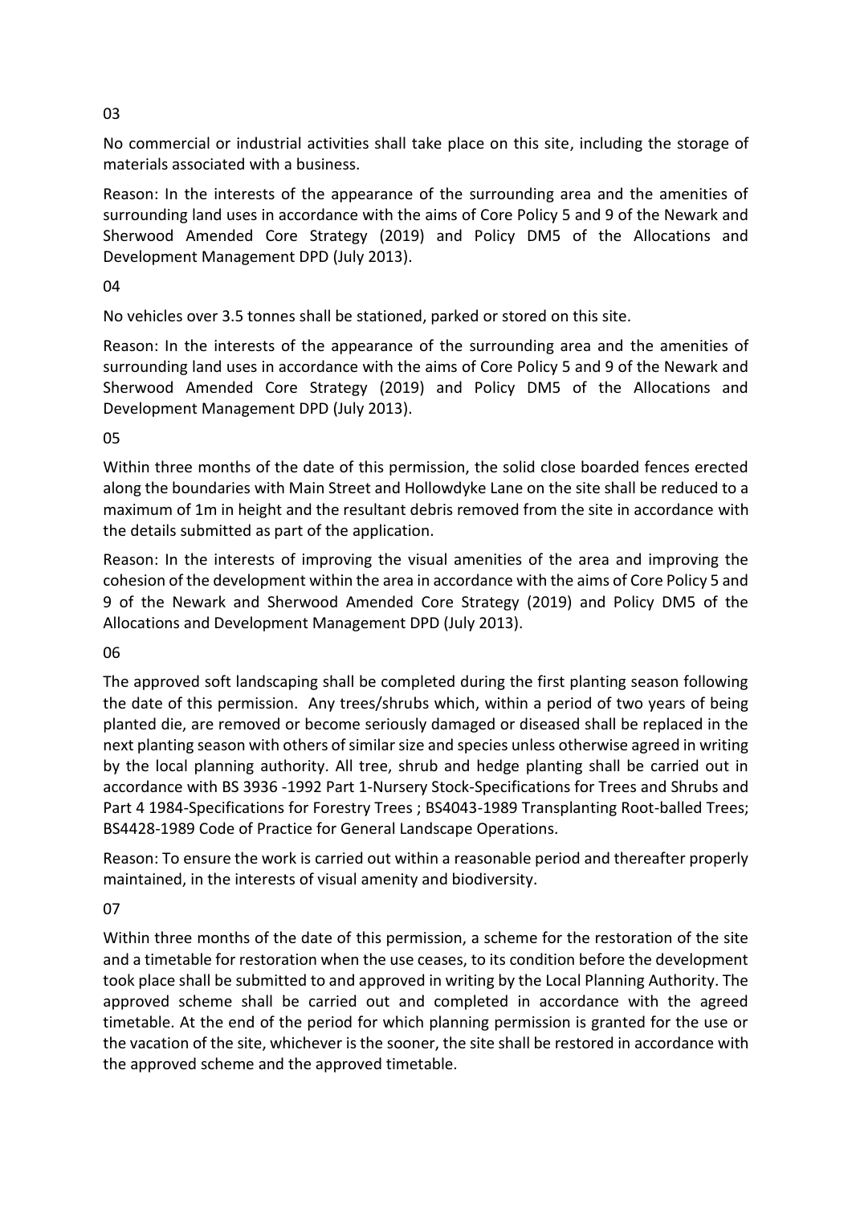03

No commercial or industrial activities shall take place on this site, including the storage of materials associated with a business.

Reason: In the interests of the appearance of the surrounding area and the amenities of surrounding land uses in accordance with the aims of Core Policy 5 and 9 of the Newark and Sherwood Amended Core Strategy (2019) and Policy DM5 of the Allocations and Development Management DPD (July 2013).

04

No vehicles over 3.5 tonnes shall be stationed, parked or stored on this site.

Reason: In the interests of the appearance of the surrounding area and the amenities of surrounding land uses in accordance with the aims of Core Policy 5 and 9 of the Newark and Sherwood Amended Core Strategy (2019) and Policy DM5 of the Allocations and Development Management DPD (July 2013).

05

Within three months of the date of this permission, the solid close boarded fences erected along the boundaries with Main Street and Hollowdyke Lane on the site shall be reduced to a maximum of 1m in height and the resultant debris removed from the site in accordance with the details submitted as part of the application.

Reason: In the interests of improving the visual amenities of the area and improving the cohesion of the development within the area in accordance with the aims of Core Policy 5 and 9 of the Newark and Sherwood Amended Core Strategy (2019) and Policy DM5 of the Allocations and Development Management DPD (July 2013).

06

The approved soft landscaping shall be completed during the first planting season following the date of this permission. Any trees/shrubs which, within a period of two years of being planted die, are removed or become seriously damaged or diseased shall be replaced in the next planting season with others of similar size and species unless otherwise agreed in writing by the local planning authority. All tree, shrub and hedge planting shall be carried out in accordance with BS 3936 -1992 Part 1-Nursery Stock-Specifications for Trees and Shrubs and Part 4 1984-Specifications for Forestry Trees ; BS4043-1989 Transplanting Root-balled Trees; BS4428-1989 Code of Practice for General Landscape Operations.

Reason: To ensure the work is carried out within a reasonable period and thereafter properly maintained, in the interests of visual amenity and biodiversity.

07

Within three months of the date of this permission, a scheme for the restoration of the site and a timetable for restoration when the use ceases, to its condition before the development took place shall be submitted to and approved in writing by the Local Planning Authority. The approved scheme shall be carried out and completed in accordance with the agreed timetable. At the end of the period for which planning permission is granted for the use or the vacation of the site, whichever is the sooner, the site shall be restored in accordance with the approved scheme and the approved timetable.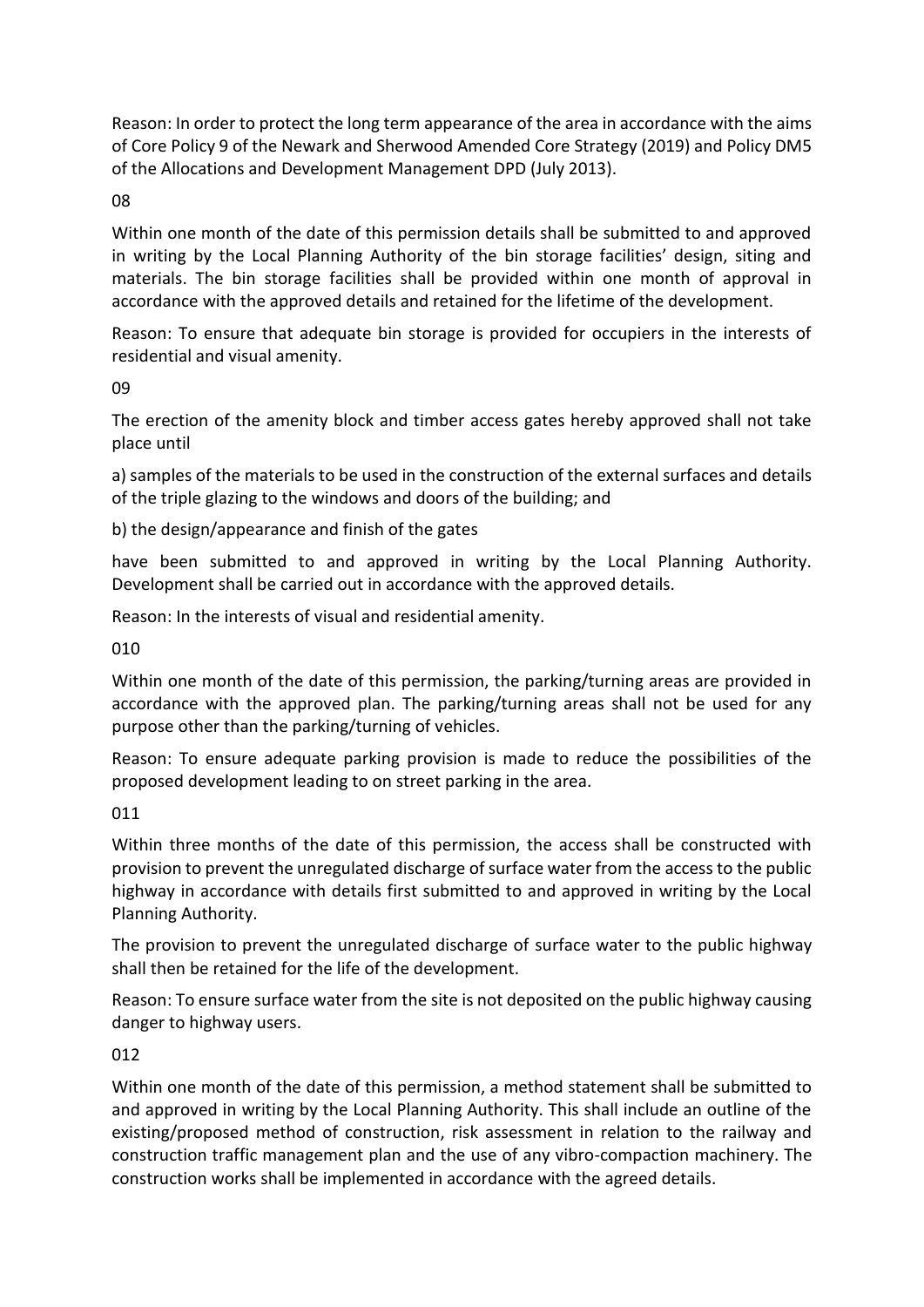Reason: In order to protect the long term appearance of the area in accordance with the aims of Core Policy 9 of the Newark and Sherwood Amended Core Strategy (2019) and Policy DM5 of the Allocations and Development Management DPD (July 2013).

08

Within one month of the date of this permission details shall be submitted to and approved in writing by the Local Planning Authority of the bin storage facilities' design, siting and materials. The bin storage facilities shall be provided within one month of approval in accordance with the approved details and retained for the lifetime of the development.

Reason: To ensure that adequate bin storage is provided for occupiers in the interests of residential and visual amenity.

09

The erection of the amenity block and timber access gates hereby approved shall not take place until

a) samples of the materials to be used in the construction of the external surfaces and details of the triple glazing to the windows and doors of the building; and

b) the design/appearance and finish of the gates

have been submitted to and approved in writing by the Local Planning Authority. Development shall be carried out in accordance with the approved details.

Reason: In the interests of visual and residential amenity.

010

Within one month of the date of this permission, the parking/turning areas are provided in accordance with the approved plan. The parking/turning areas shall not be used for any purpose other than the parking/turning of vehicles.

Reason: To ensure adequate parking provision is made to reduce the possibilities of the proposed development leading to on street parking in the area.

011

Within three months of the date of this permission, the access shall be constructed with provision to prevent the unregulated discharge of surface water from the access to the public highway in accordance with details first submitted to and approved in writing by the Local Planning Authority.

The provision to prevent the unregulated discharge of surface water to the public highway shall then be retained for the life of the development.

Reason: To ensure surface water from the site is not deposited on the public highway causing danger to highway users.

012

Within one month of the date of this permission, a method statement shall be submitted to and approved in writing by the Local Planning Authority. This shall include an outline of the existing/proposed method of construction, risk assessment in relation to the railway and construction traffic management plan and the use of any vibro-compaction machinery. The construction works shall be implemented in accordance with the agreed details.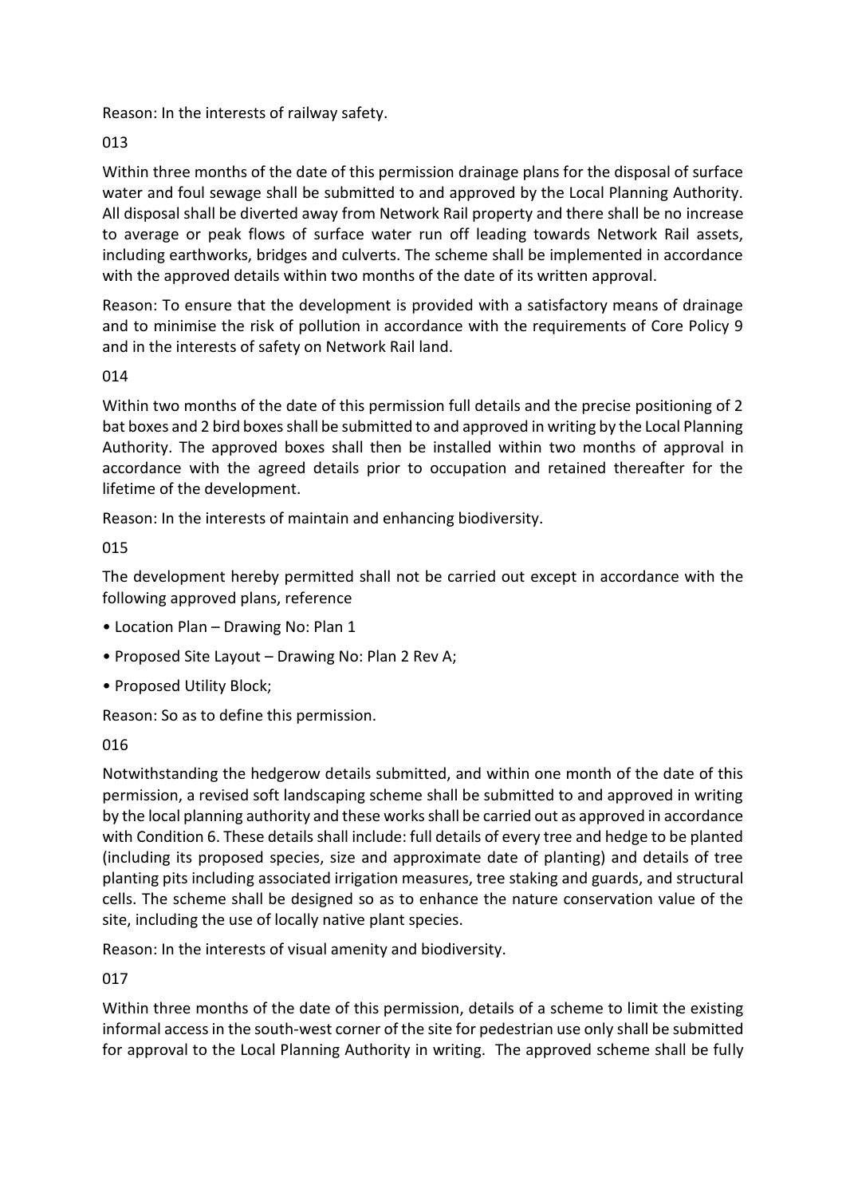Reason: In the interests of railway safety.

013

Within three months of the date of this permission drainage plans for the disposal of surface water and foul sewage shall be submitted to and approved by the Local Planning Authority. All disposal shall be diverted away from Network Rail property and there shall be no increase to average or peak flows of surface water run off leading towards Network Rail assets, including earthworks, bridges and culverts. The scheme shall be implemented in accordance with the approved details within two months of the date of its written approval.

Reason: To ensure that the development is provided with a satisfactory means of drainage and to minimise the risk of pollution in accordance with the requirements of Core Policy 9 and in the interests of safety on Network Rail land.

014

Within two months of the date of this permission full details and the precise positioning of 2 bat boxes and 2 bird boxes shall be submitted to and approved in writing by the Local Planning Authority. The approved boxes shall then be installed within two months of approval in accordance with the agreed details prior to occupation and retained thereafter for the lifetime of the development.

Reason: In the interests of maintain and enhancing biodiversity.

015

The development hereby permitted shall not be carried out except in accordance with the following approved plans, reference

- Location Plan – Drawing No: Plan 1
- Proposed Site Layout – Drawing No: Plan 2 Rev A;
- Proposed Utility Block;

Reason: So as to define this permission.

016

Notwithstanding the hedgerow details submitted, and within one month of the date of this permission, a revised soft landscaping scheme shall be submitted to and approved in writing by the local planning authority and these works shall be carried out as approved in accordance with Condition 6. These details shall include: full details of every tree and hedge to be planted (including its proposed species, size and approximate date of planting) and details of tree planting pits including associated irrigation measures, tree staking and guards, and structural cells. The scheme shall be designed so as to enhance the nature conservation value of the site, including the use of locally native plant species.

Reason: In the interests of visual amenity and biodiversity.

017

Within three months of the date of this permission, details of a scheme to limit the existing informal access in the south-west corner of the site for pedestrian use only shall be submitted for approval to the Local Planning Authority in writing. The approved scheme shall be fully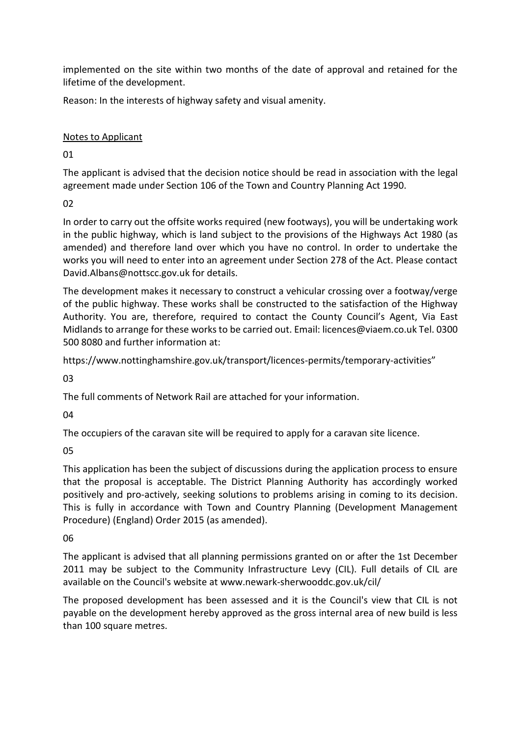implemented on the site within two months of the date of approval and retained for the lifetime of the development.

Reason: In the interests of highway safety and visual amenity.

<u>Notes to Applicant</u>

01

The applicant is advised that the decision notice should be read in association with the legal agreement made under Section 106 of the Town and Country Planning Act 1990.

02

In order to carry out the offsite works required (new footways), you will be undertaking work in the public highway, which is land subject to the provisions of the Highways Act 1980 (as amended) and therefore land over which you have no control. In order to undertake the works you will need to enter into an agreement under Section 278 of the Act. Please contact David.Albans@nottscc.gov.uk for details.

The development makes it necessary to construct a vehicular crossing over a footway/verge of the public highway. These works shall be constructed to the satisfaction of the Highway Authority. You are, therefore, required to contact the County Council's Agent, Via East Midlands to arrange for these works to be carried out. Email: licences@viaem.co.uk Tel. 0300 500 8080 and further information at:

https://www.nottinghamshire.gov.uk/transport/licences-permits/temporary-activities"

03

The full comments of Network Rail are attached for your information.

04

The occupiers of the caravan site will be required to apply for a caravan site licence.

05

This application has been the subject of discussions during the application process to ensure that the proposal is acceptable. The District Planning Authority has accordingly worked positively and pro-actively, seeking solutions to problems arising in coming to its decision. This is fully in accordance with Town and Country Planning (Development Management Procedure) (England) Order 2015 (as amended).

06

The applicant is advised that all planning permissions granted on or after the 1st December 2011 may be subject to the Community Infrastructure Levy (CIL). Full details of CIL are available on the Council's website at www.newark-sherwooddc.gov.uk/cil/

The proposed development has been assessed and it is the Council's view that CIL is not payable on the development hereby approved as the gross internal area of new build is less than 100 square metres.